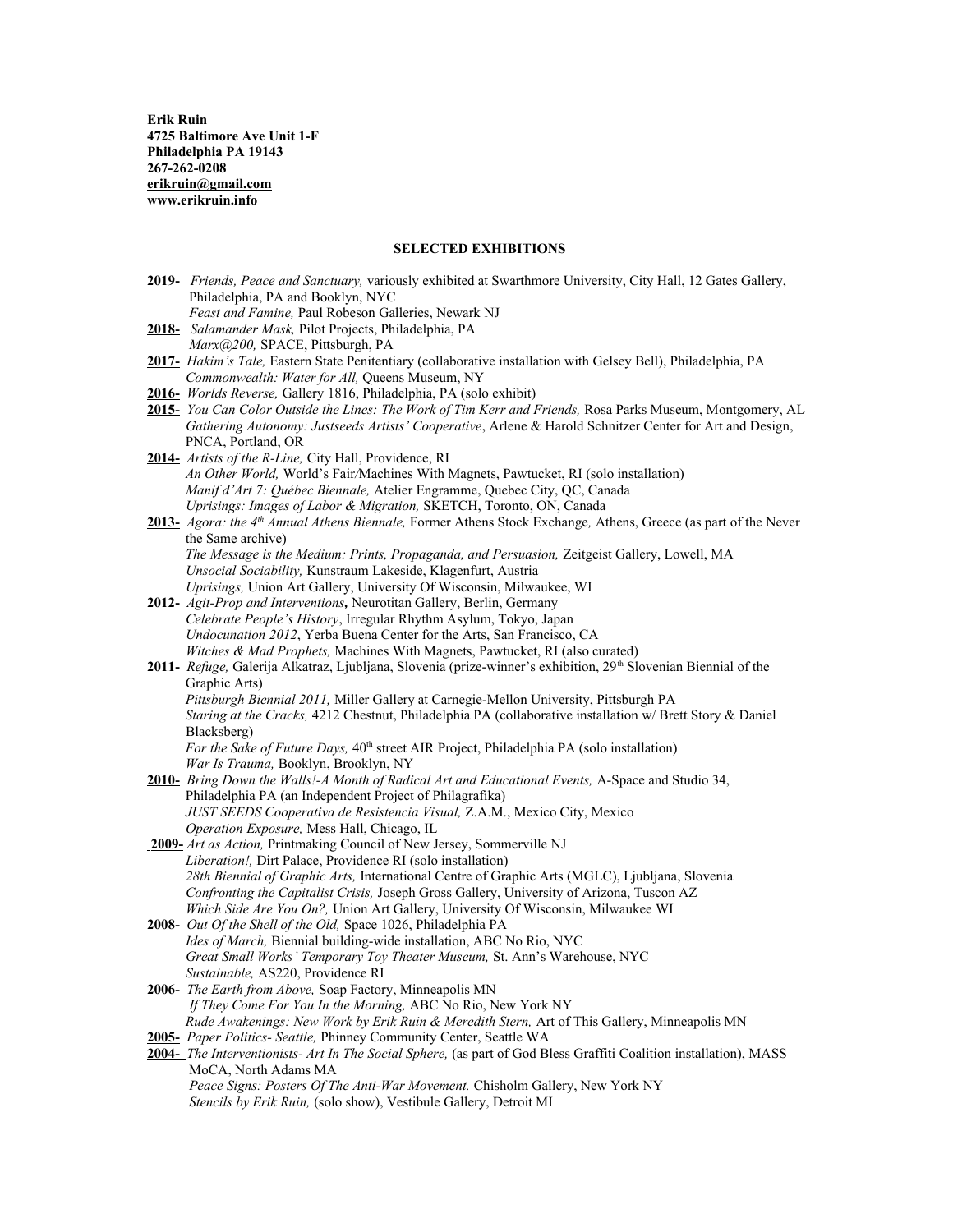**Erik Ruin**
**4725 Baltimore Ave Unit 1-F**
**Philadelphia PA 19143**
**267-262-0208**
**erikruin@gmail.com**
**www.erikruin.info**

## SELECTED EXHIBITIONS

**2019-** *Friends, Peace and Sanctuary,* variously exhibited at Swarthmore University, City Hall, 12 Gates Gallery, Philadelphia, PA and Booklyn, NYC
*Feast and Famine,* Paul Robeson Galleries, Newark NJ

**2018-** *Salamander Mask,* Pilot Projects, Philadelphia, PA
*Marx@200,* SPACE, Pittsburgh, PA

**2017-** *Hakim's Tale,* Eastern State Penitentiary (collaborative installation with Gelsey Bell), Philadelphia, PA
*Commonwealth: Water for All,* Queens Museum, NY

**2016-** *Worlds Reverse,* Gallery 1816, Philadelphia, PA (solo exhibit)

**2015-** *You Can Color Outside the Lines: The Work of Tim Kerr and Friends,* Rosa Parks Museum, Montgomery, AL
*Gathering Autonomy: Justseeds Artists' Cooperative*, Arlene & Harold Schnitzer Center for Art and Design, PNCA, Portland, OR

**2014-** *Artists of the R-Line,* City Hall, Providence, RI
*An Other World,* World's Fair/Machines With Magnets, Pawtucket, RI (solo installation)
*Manif d'Art 7: Québec Biennale,* Atelier Engramme, Quebec City, QC, Canada
*Uprisings: Images of Labor & Migration,* SKETCH, Toronto, ON, Canada

**2013-** *Agora: the 4th Annual Athens Biennale,* Former Athens Stock Exchange, Athens, Greece (as part of the Never the Same archive)
*The Message is the Medium: Prints, Propaganda, and Persuasion,* Zeitgeist Gallery, Lowell, MA
*Unsocial Sociability,* Kunstraum Lakeside, Klagenfurt, Austria
*Uprisings,* Union Art Gallery, University Of Wisconsin, Milwaukee, WI

**2012-** *Agit-Prop and Interventions***,** Neurotitan Gallery, Berlin, Germany
*Celebrate People's History*, Irregular Rhythm Asylum, Tokyo, Japan
*Undocunation 2012*, Yerba Buena Center for the Arts, San Francisco, CA
*Witches & Mad Prophets,* Machines With Magnets, Pawtucket, RI (also curated)

**2011-** *Refuge,* Galerija Alkatraz, Ljubljana, Slovenia (prize-winner's exhibition, 29th Slovenian Biennial of the Graphic Arts)
*Pittsburgh Biennial 2011,* Miller Gallery at Carnegie-Mellon University, Pittsburgh PA
*Staring at the Cracks,* 4212 Chestnut, Philadelphia PA (collaborative installation w/ Brett Story & Daniel Blacksberg)
*For the Sake of Future Days,* 40th street AIR Project, Philadelphia PA (solo installation)
*War Is Trauma,* Booklyn, Brooklyn, NY

**2010-** *Bring Down the Walls!-A Month of Radical Art and Educational Events,* A-Space and Studio 34, Philadelphia PA (an Independent Project of Philagrafika)
*JUST SEEDS Cooperativa de Resistencia Visual,* Z.A.M., Mexico City, Mexico
*Operation Exposure,* Mess Hall, Chicago, IL

**2009-** *Art as Action,* Printmaking Council of New Jersey, Sommerville NJ
*Liberation!,* Dirt Palace, Providence RI (solo installation)
*28th Biennial of Graphic Arts,* International Centre of Graphic Arts (MGLC), Ljubljana, Slovenia
*Confronting the Capitalist Crisis,* Joseph Gross Gallery, University of Arizona, Tuscon AZ
*Which Side Are You On?,* Union Art Gallery, University Of Wisconsin, Milwaukee WI

**2008-** *Out Of the Shell of the Old,* Space 1026, Philadelphia PA
*Ides of March,* Biennial building-wide installation, ABC No Rio, NYC
*Great Small Works' Temporary Toy Theater Museum,* St. Ann's Warehouse, NYC
*Sustainable,* AS220, Providence RI

**2006-** *The Earth from Above,* Soap Factory, Minneapolis MN
*If They Come For You In the Morning,* ABC No Rio, New York NY
*Rude Awakenings: New Work by Erik Ruin & Meredith Stern,* Art of This Gallery, Minneapolis MN

**2005-** *Paper Politics- Seattle,* Phinney Community Center, Seattle WA

**2004-** *The Interventionists- Art In The Social Sphere,* (as part of God Bless Graffiti Coalition installation), MASS MoCA, North Adams MA
*Peace Signs: Posters Of The Anti-War Movement.* Chisholm Gallery, New York NY
*Stencils by Erik Ruin,* (solo show), Vestibule Gallery, Detroit MI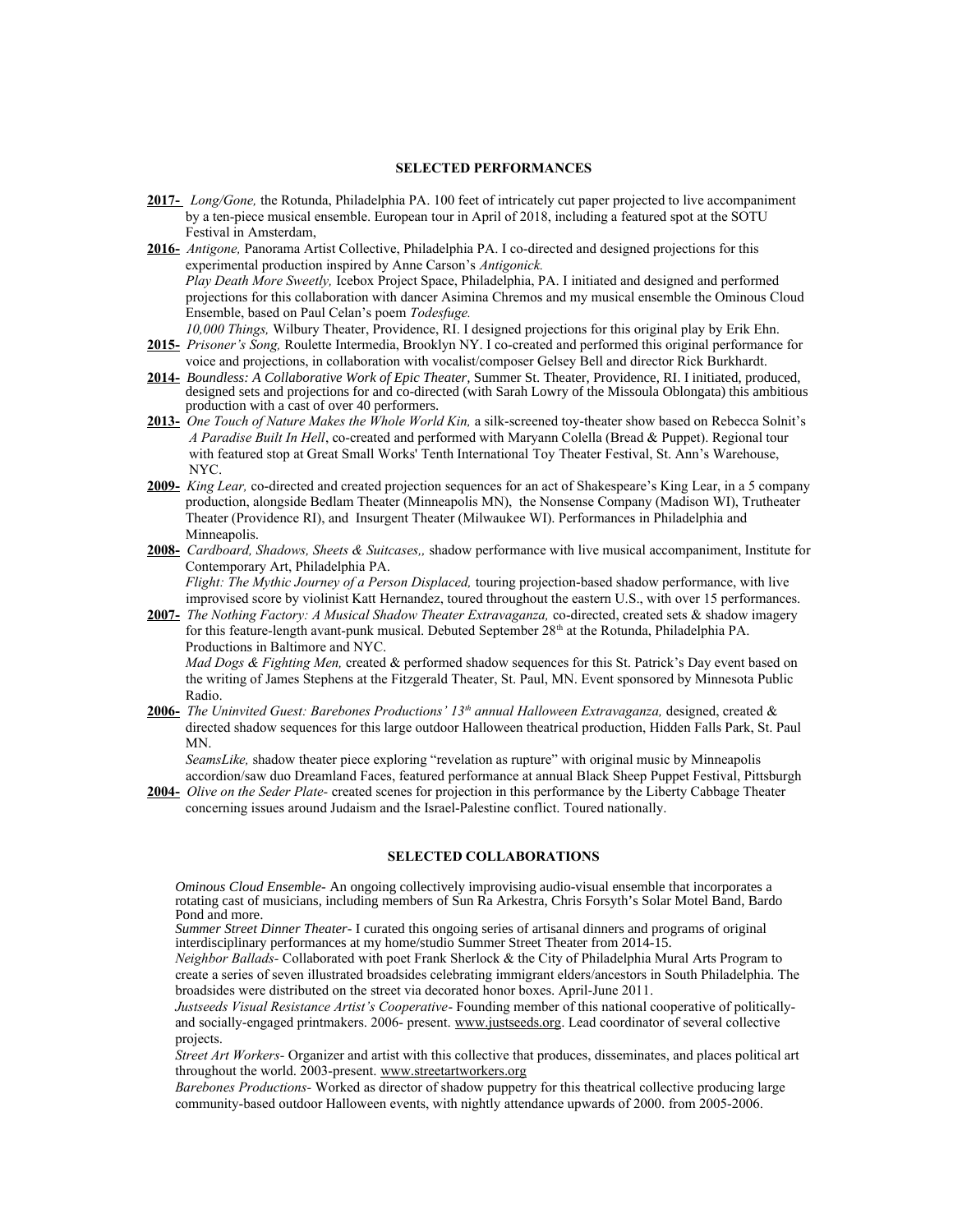## SELECTED PERFORMANCES

**2017-** *Long/Gone,* the Rotunda, Philadelphia PA. 100 feet of intricately cut paper projected to live accompaniment by a ten-piece musical ensemble. European tour in April of 2018, including a featured spot at the SOTU Festival in Amsterdam,

**2016-** *Antigone,* Panorama Artist Collective, Philadelphia PA. I co-directed and designed projections for this experimental production inspired by Anne Carson's *Antigonick.*
*Play Death More Sweetly,* Icebox Project Space, Philadelphia, PA. I initiated and designed and performed projections for this collaboration with dancer Asimina Chremos and my musical ensemble the Ominous Cloud Ensemble, based on Paul Celan's poem *Todesfuge.*
*10,000 Things,* Wilbury Theater, Providence, RI. I designed projections for this original play by Erik Ehn.

**2015-** *Prisoner's Song,* Roulette Intermedia, Brooklyn NY. I co-created and performed this original performance for voice and projections, in collaboration with vocalist/composer Gelsey Bell and director Rick Burkhardt.

**2014-** *Boundless: A Collaborative Work of Epic Theater*, Summer St. Theater, Providence, RI. I initiated, produced, designed sets and projections for and co-directed (with Sarah Lowry of the Missoula Oblongata) this ambitious production with a cast of over 40 performers.

**2013-** *One Touch of Nature Makes the Whole World Kin,* a silk-screened toy-theater show based on Rebecca Solnit's *A Paradise Built In Hell*, co-created and performed with Maryann Colella (Bread & Puppet). Regional tour with featured stop at Great Small Works' Tenth International Toy Theater Festival, St. Ann's Warehouse, NYC.

**2009-** *King Lear,* co-directed and created projection sequences for an act of Shakespeare's King Lear, in a 5 company production, alongside Bedlam Theater (Minneapolis MN), the Nonsense Company (Madison WI), Trutheater Theater (Providence RI), and Insurgent Theater (Milwaukee WI). Performances in Philadelphia and Minneapolis.

**2008-** *Cardboard, Shadows, Sheets & Suitcases,,* shadow performance with live musical accompaniment, Institute for Contemporary Art, Philadelphia PA.
*Flight: The Mythic Journey of a Person Displaced,* touring projection-based shadow performance, with live improvised score by violinist Katt Hernandez, toured throughout the eastern U.S., with over 15 performances.

**2007-** *The Nothing Factory: A Musical Shadow Theater Extravaganza,* co-directed, created sets & shadow imagery for this feature-length avant-punk musical. Debuted September 28th at the Rotunda, Philadelphia PA. Productions in Baltimore and NYC.
*Mad Dogs & Fighting Men,* created & performed shadow sequences for this St. Patrick's Day event based on the writing of James Stephens at the Fitzgerald Theater, St. Paul, MN. Event sponsored by Minnesota Public Radio.

**2006-** *The Uninvited Guest: Barebones Productions' 13th annual Halloween Extravaganza,* designed, created & directed shadow sequences for this large outdoor Halloween theatrical production, Hidden Falls Park, St. Paul MN.
*SeamsLike,* shadow theater piece exploring "revelation as rupture" with original music by Minneapolis accordion/saw duo Dreamland Faces, featured performance at annual Black Sheep Puppet Festival, Pittsburgh

**2004-** *Olive on the Seder Plate*- created scenes for projection in this performance by the Liberty Cabbage Theater concerning issues around Judaism and the Israel-Palestine conflict. Toured nationally.

## SELECTED COLLABORATIONS

*Ominous Cloud Ensemble*- An ongoing collectively improvising audio-visual ensemble that incorporates a rotating cast of musicians, including members of Sun Ra Arkestra, Chris Forsyth's Solar Motel Band, Bardo Pond and more.

*Summer Street Dinner Theater*- I curated this ongoing series of artisanal dinners and programs of original interdisciplinary performances at my home/studio Summer Street Theater from 2014-15.

*Neighbor Ballads*- Collaborated with poet Frank Sherlock & the City of Philadelphia Mural Arts Program to create a series of seven illustrated broadsides celebrating immigrant elders/ancestors in South Philadelphia. The broadsides were distributed on the street via decorated honor boxes. April-June 2011.

*Justseeds Visual Resistance Artist's Cooperative*- Founding member of this national cooperative of politically- and socially-engaged printmakers. 2006- present. www.justseeds.org. Lead coordinator of several collective projects.

*Street Art Workers*- Organizer and artist with this collective that produces, disseminates, and places political art throughout the world. 2003-present. www.streetartworkers.org

*Barebones Productions*- Worked as director of shadow puppetry for this theatrical collective producing large community-based outdoor Halloween events, with nightly attendance upwards of 2000. from 2005-2006.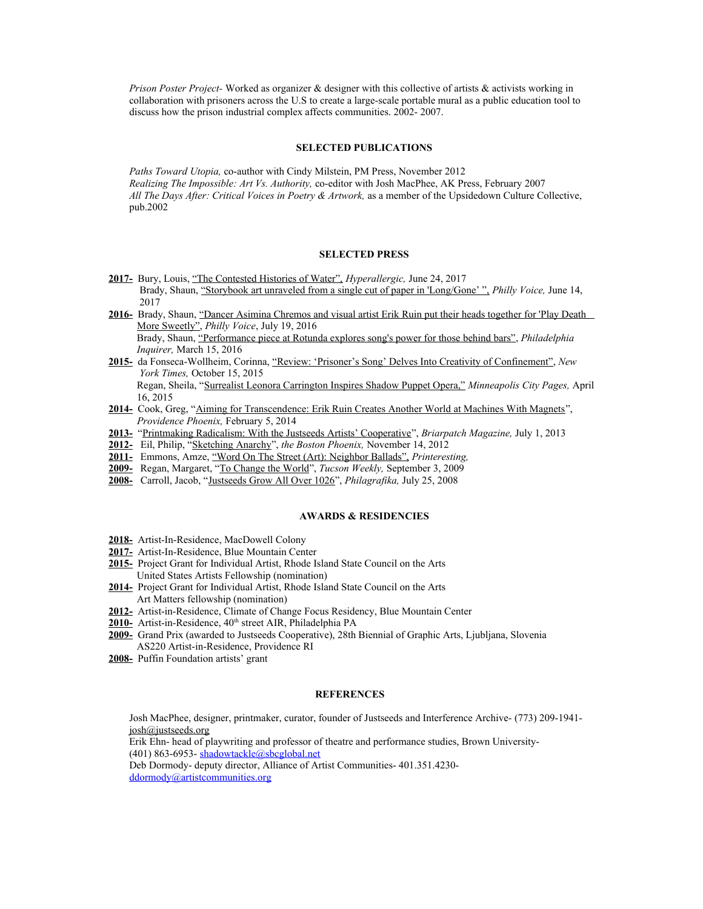*Prison Poster Project*- Worked as organizer & designer with this collective of artists & activists working in collaboration with prisoners across the U.S to create a large-scale portable mural as a public education tool to discuss how the prison industrial complex affects communities. 2002- 2007.

## SELECTED PUBLICATIONS

*Paths Toward Utopia,* co-author with Cindy Milstein, PM Press, November 2012
*Realizing The Impossible: Art Vs. Authority,* co-editor with Josh MacPhee, AK Press, February 2007
*All The Days After: Critical Voices in Poetry & Artwork,* as a member of the Upsidedown Culture Collective, pub.2002

## SELECTED PRESS

**2017-** Bury, Louis, "The Contested Histories of Water", *Hyperallergic,* June 24, 2017
Brady, Shaun, "Storybook art unraveled from a single cut of paper in 'Long/Gone' ", *Philly Voice,* June 14, 2017

**2016-** Brady, Shaun, "Dancer Asimina Chremos and visual artist Erik Ruin put their heads together for 'Play Death More Sweetly", *Philly Voice*, July 19, 2016
Brady, Shaun, "Performance piece at Rotunda explores song's power for those behind bars", *Philadelphia Inquirer,* March 15, 2016

**2015-** da Fonseca-Wollheim, Corinna, "Review: 'Prisoner's Song' Delves Into Creativity of Confinement", *New York Times,* October 15, 2015
Regan, Sheila, "Surrealist Leonora Carrington Inspires Shadow Puppet Opera," *Minneapolis City Pages,* April 16, 2015

**2014-** Cook, Greg, "Aiming for Transcendence: Erik Ruin Creates Another World at Machines With Magnets", *Providence Phoenix,* February 5, 2014

**2013-** "Printmaking Radicalism: With the Justseeds Artists' Cooperative", *Briarpatch Magazine,* July 1, 2013

**2012-** Eil, Philip, "Sketching Anarchy", *the Boston Phoenix,* November 14, 2012

**2011-** Emmons, Amze, "Word On The Street (Art): Neighbor Ballads", *Printeresting,*

**2009-** Regan, Margaret, "To Change the World", *Tucson Weekly,* September 3, 2009

**2008-** Carroll, Jacob, "Justseeds Grow All Over 1026", *Philagrafika,* July 25, 2008

## AWARDS & RESIDENCIES

**2018-** Artist-In-Residence, MacDowell Colony

**2017-** Artist-In-Residence, Blue Mountain Center

**2015-** Project Grant for Individual Artist, Rhode Island State Council on the Arts
United States Artists Fellowship (nomination)

**2014-** Project Grant for Individual Artist, Rhode Island State Council on the Arts
Art Matters fellowship (nomination)

**2012-** Artist-in-Residence, Climate of Change Focus Residency, Blue Mountain Center

**2010-** Artist-in-Residence, 40th street AIR, Philadelphia PA

**2009-** Grand Prix (awarded to Justseeds Cooperative), 28th Biennial of Graphic Arts, Ljubljana, Slovenia
AS220 Artist-in-Residence, Providence RI

**2008-** Puffin Foundation artists' grant

## REFERENCES

Josh MacPhee, designer, printmaker, curator, founder of Justseeds and Interference Archive- (773) 209-1941- josh@justseeds.org
Erik Ehn- head of playwriting and professor of theatre and performance studies, Brown University- (401) 863-6953- shadowtackle@sbcglobal.net
Deb Dormody- deputy director, Alliance of Artist Communities- 401.351.4230- ddormody@artistcommunities.org